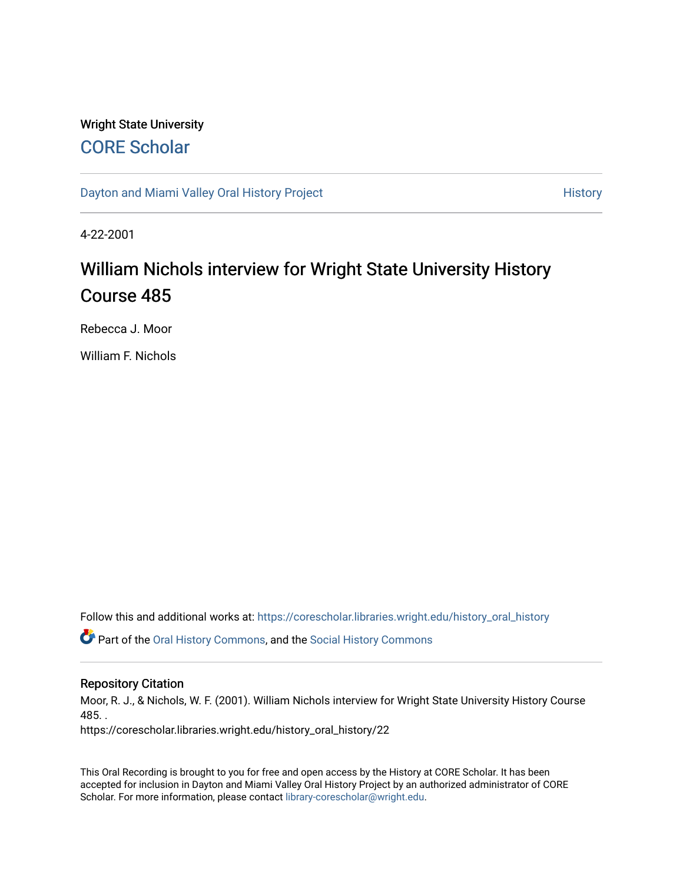Wright State University

# CORE Scholar

Dayton and Miami Valley Oral History Project

History

4-22-2001

# William Nichols interview for Wright State University History Course 485

Rebecca J. Moor

William F. Nichols

Follow this and additional works at: https://corescholar.libraries.wright.edu/history_oral_history

Part of the Oral History Commons, and the Social History Commons

## Repository Citation

Moor, R. J., & Nichols, W. F. (2001). William Nichols interview for Wright State University History Course 485. .
https://corescholar.libraries.wright.edu/history_oral_history/22

This Oral Recording is brought to you for free and open access by the History at CORE Scholar. It has been accepted for inclusion in Dayton and Miami Valley Oral History Project by an authorized administrator of CORE Scholar. For more information, please contact library-corescholar@wright.edu.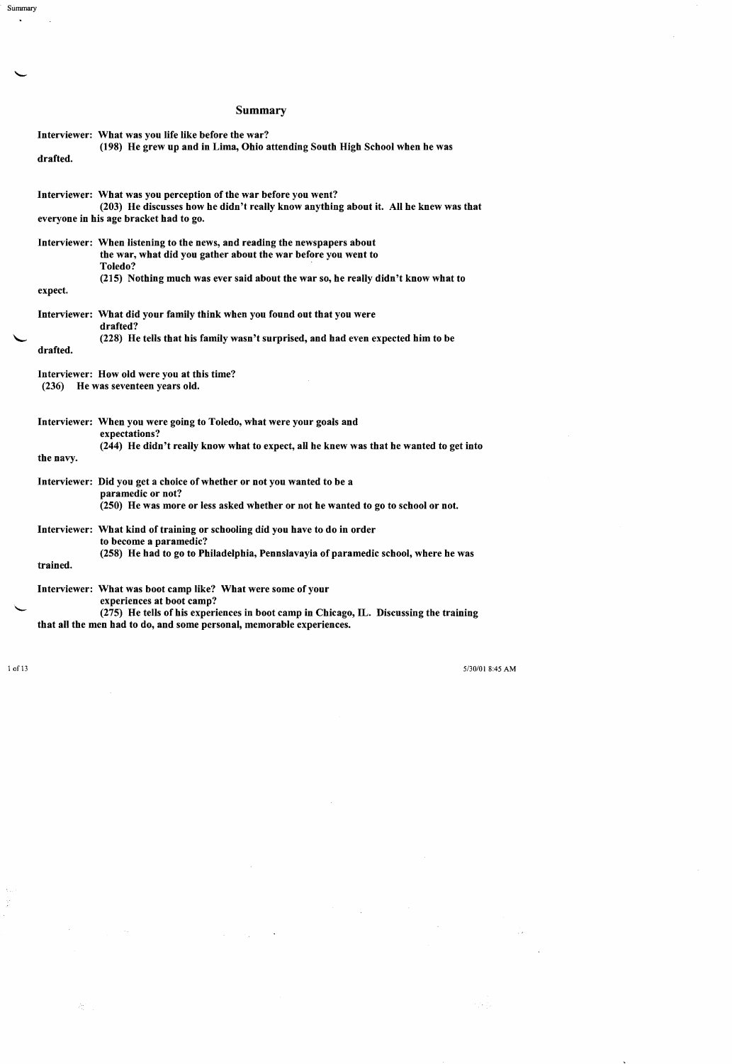# Summary

**Interviewer: What was you life like before the war?**
**(198) He grew up and in Lima, Ohio attending South High School when he was drafted.**

**Interviewer: What was you perception of the war before you went?**
**(203) He discusses how he didn't really know anything about it. All he knew was that everyone in his age bracket had to go.**

**Interviewer: When listening to the news, and reading the newspapers about the war, what did you gather about the war before you went to Toledo?**
**(215) Nothing much was ever said about the war so, he really didn't know what to expect.**

**Interviewer: What did your family think when you found out that you were drafted?**
**(228) He tells that his family wasn't surprised, and had even expected him to be drafted.**

**Interviewer: How old were you at this time?**
**(236) He was seventeen years old.**

**Interviewer: When you were going to Toledo, what were your goals and expectations?**
**(244) He didn't really know what to expect, all he knew was that he wanted to get into the navy.**

**Interviewer: Did you get a choice of whether or not you wanted to be a paramedic or not?**
**(250) He was more or less asked whether or not he wanted to go to school or not.**

**Interviewer: What kind of training or schooling did you have to do in order to become a paramedic?**
**(258) He had to go to Philadelphia, Pennslavayia of paramedic school, where he was trained.**

**Interviewer: What was boot camp like? What were some of your experiences at boot camp?**
**(275) He tells of his experiences in boot camp in Chicago, IL. Discussing the training that all the men had to do, and some personal, memorable experiences.**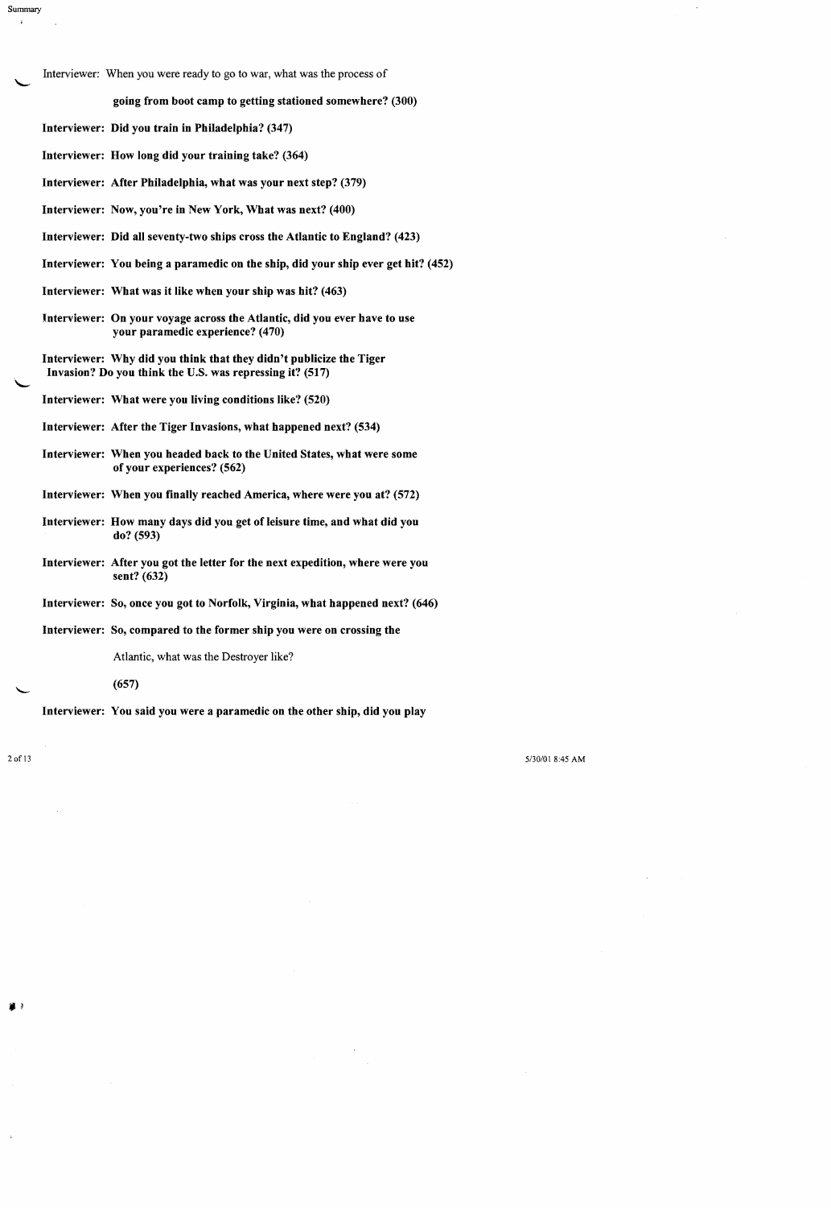Interviewer: When you were ready to go to war, what was the process of

**going from boot camp to getting stationed somewhere? (300)**

**Interviewer: Did you train in Philadelphia? (347)**

**Interviewer: How long did your training take? (364)**

**Interviewer: After Philadelphia, what was your next step? (379)**

**Interviewer: Now, you're in New York, What was next? (400)**

**Interviewer: Did all seventy-two ships cross the Atlantic to England? (423)**

**Interviewer: You being a paramedic on the ship, did your ship ever get hit? (452)**

**Interviewer: What was it like when your ship was hit? (463)**

**Interviewer: On your voyage across the Atlantic, did you ever have to use your paramedic experience? (470)**

**Interviewer: Why did you think that they didn't publicize the Tiger Invasion? Do you think the U.S. was repressing it? (517)**

**Interviewer: What were you living conditions like? (520)**

**Interviewer: After the Tiger Invasions, what happened next? (534)**

**Interviewer: When you headed back to the United States, what were some of your experiences? (562)**

**Interviewer: When you finally reached America, where were you at? (572)**

**Interviewer: How many days did you get of leisure time, and what did you do? (593)**

**Interviewer: After you got the letter for the next expedition, where were you sent? (632)**

**Interviewer: So, once you got to Norfolk, Virginia, what happened next? (646)**

**Interviewer: So, compared to the former ship you were on crossing the**

Atlantic, what was the Destroyer like?

**(657)**

**Interviewer: You said you were a paramedic on the other ship, did you play**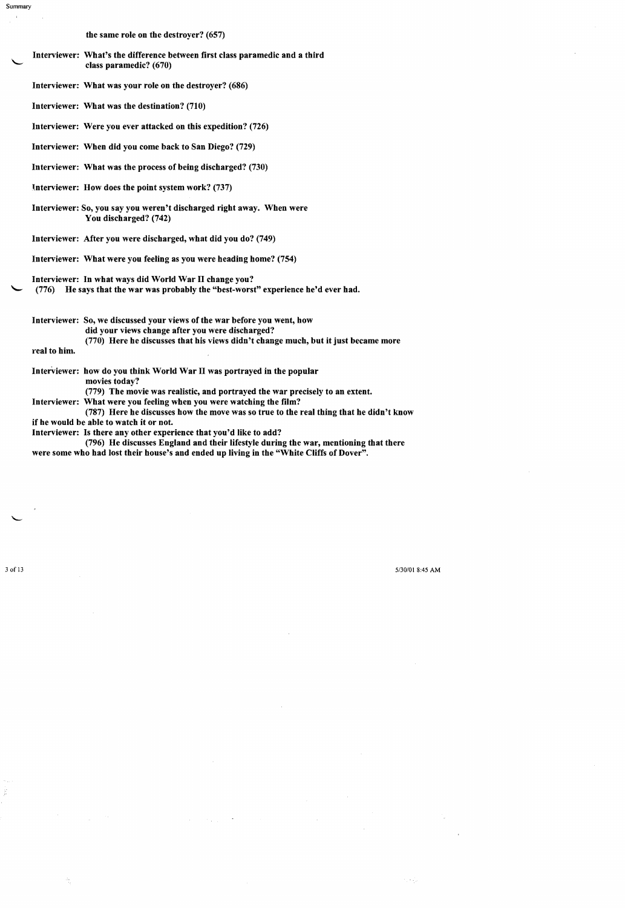**the same role on the destroyer? (657)**

**Interviewer: What's the difference between first class paramedic and a third class paramedic? (670)**

**Interviewer: What was your role on the destroyer? (686)**

**Interviewer: What was the destination? (710)**

**Interviewer: Were you ever attacked on this expedition? (726)**

**Interviewer: When did you come back to San Diego? (729)**

**Interviewer: What was the process of being discharged? (730)**

**Interviewer: How does the point system work? (737)**

**Interviewer: So, you say you weren't discharged right away. When were You discharged? (742)**

**Interviewer: After you were discharged, what did you do? (749)**

**Interviewer: What were you feeling as you were heading home? (754)**

**Interviewer: In what ways did World War II change you?**
**(776) He says that the war was probably the "best-worst" experience he'd ever had.**

**Interviewer: So, we discussed your views of the war before you went, how did your views change after you were discharged?**
**(770) Here he discusses that his views didn't change much, but it just became more real to him.**

**Interviewer: how do you think World War II was portrayed in the popular movies today?**
**(779) The movie was realistic, and portrayed the war precisely to an extent.**

**Interviewer: What were you feeling when you were watching the film?**
**(787) Here he discusses how the move was so true to the real thing that he didn't know if he would be able to watch it or not.**

**Interviewer: Is there any other experience that you'd like to add?**
**(796) He discusses England and their lifestyle during the war, mentioning that there were some who had lost their house's and ended up living in the "White Cliffs of Dover".**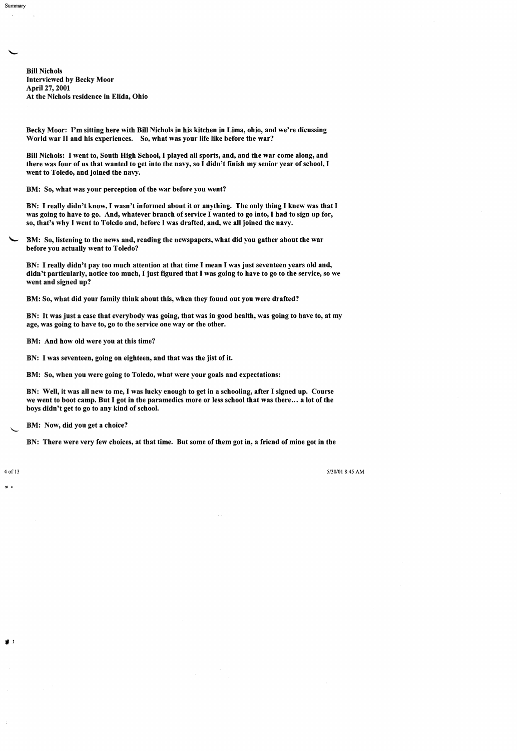**Bill Nichols**
**Interviewed by Becky Moor**
**April 27, 2001**
**At the Nichols residence in Elida, Ohio**

**Becky Moor: I'm sitting here with Bill Nichols in his kitchen in Lima, ohio, and we're dicussing World war II and his experiences. So, what was your life like before the war?**

**Bill Nichols: I went to, South High School, I played all sports, and, and the war come along, and there was four of us that wanted to get into the navy, so I didn't finish my senior year of school, I went to Toledo, and joined the navy.**

**BM: So, what was your perception of the war before you went?**

**BN: I really didn't know, I wasn't informed about it or anything. The only thing I knew was that I was going to have to go. And, whatever branch of service I wanted to go into, I had to sign up for, so, that's why I went to Toledo and, before I was drafted, and, we all joined the navy.**

**BM: So, listening to the news and, reading the newspapers, what did you gather about the war before you actually went to Toledo?**

**BN: I really didn't pay too much attention at that time I mean I was just seventeen years old and, didn't particularly, notice too much, I just figured that I was going to have to go to the service, so we went and signed up?**

**BM: So, what did your family think about this, when they found out you were drafted?**

**BN: It was just a case that everybody was going, that was in good health, was going to have to, at my age, was going to have to, go to the service one way or the other.**

**BM: And how old were you at this time?**

**BN: I was seventeen, going on eighteen, and that was the jist of it.**

**BM: So, when you were going to Toledo, what were your goals and expectations:**

**BN: Well, it was all new to me, I was lucky enough to get in a schooling, after I signed up. Course we went to boot camp. But I got in the paramedics more or less school that was there… a lot of the boys didn't get to go to any kind of school.**

**BM: Now, did you get a choice?**

**BN: There were very few choices, at that time. But some of them got in, a friend of mine got in the**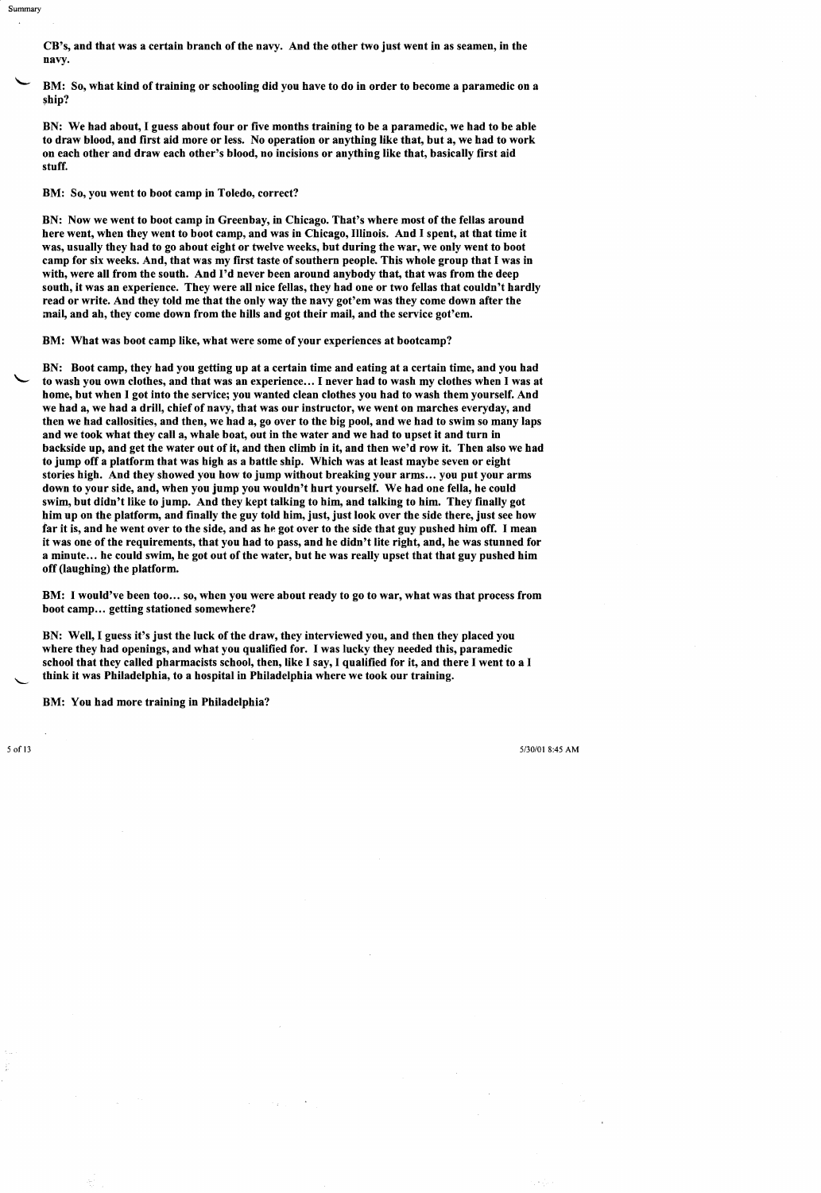**CB's, and that was a certain branch of the navy. And the other two just went in as seamen, in the navy.**

**BM: So, what kind of training or schooling did you have to do in order to become a paramedic on a ship?**

**BN: We had about, I guess about four or five months training to be a paramedic, we had to be able to draw blood, and first aid more or less. No operation or anything like that, but a, we had to work on each other and draw each other's blood, no incisions or anything like that, basically first aid stuff.**

**BM: So, you went to boot camp in Toledo, correct?**

**BN: Now we went to boot camp in Greenbay, in Chicago. That's where most of the fellas around here went, when they went to boot camp, and was in Chicago, Illinois. And I spent, at that time it was, usually they had to go about eight or twelve weeks, but during the war, we only went to boot camp for six weeks. And, that was my first taste of southern people. This whole group that I was in with, were all from the south. And I'd never been around anybody that, that was from the deep south, it was an experience. They were all nice fellas, they had one or two fellas that couldn't hardly read or write. And they told me that the only way the navy got'em was they come down after the mail, and ah, they come down from the hills and got their mail, and the service got'em.**

**BM: What was boot camp like, what were some of your experiences at bootcamp?**

**BN: Boot camp, they had you getting up at a certain time and eating at a certain time, and you had to wash you own clothes, and that was an experience… I never had to wash my clothes when I was at home, but when I got into the service; you wanted clean clothes you had to wash them yourself. And we had a, we had a drill, chief of navy, that was our instructor, we went on marches everyday, and then we had callosities, and then, we had a, go over to the big pool, and we had to swim so many laps and we took what they call a, whale boat, out in the water and we had to upset it and turn in backside up, and get the water out of it, and then climb in it, and then we'd row it. Then also we had to jump off a platform that was high as a battle ship. Which was at least maybe seven or eight stories high. And they showed you how to jump without breaking your arms… you put your arms down to your side, and, when you jump you wouldn't hurt yourself. We had one fella, he could swim, but didn't like to jump. And they kept talking to him, and talking to him. They finally got him up on the platform, and finally the guy told him, just, just look over the side there, just see how far it is, and he went over to the side, and as he got over to the side that guy pushed him off. I mean it was one of the requirements, that you had to pass, and he didn't lite right, and, he was stunned for a minute… he could swim, he got out of the water, but he was really upset that that guy pushed him off (laughing) the platform.**

**BM: I would've been too… so, when you were about ready to go to war, what was that process from boot camp… getting stationed somewhere?**

**BN: Well, I guess it's just the luck of the draw, they interviewed you, and then they placed you where they had openings, and what you qualified for. I was lucky they needed this, paramedic school that they called pharmacists school, then, like I say, I qualified for it, and there I went to a I think it was Philadelphia, to a hospital in Philadelphia where we took our training.**

**BM: You had more training in Philadelphia?**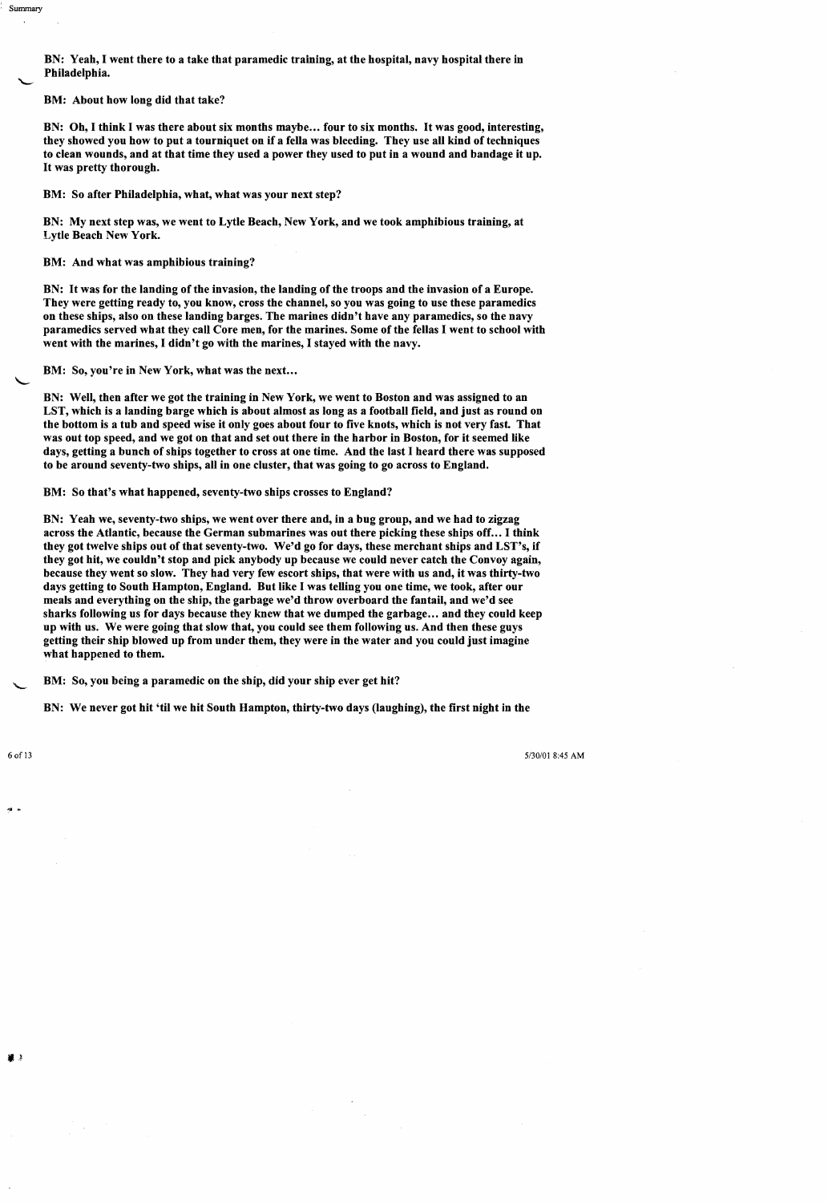**BN: Yeah, I went there to a take that paramedic training, at the hospital, navy hospital there in Philadelphia.**

**BM: About how long did that take?**

**BN: Oh, I think I was there about six months maybe… four to six months. It was good, interesting, they showed you how to put a tourniquet on if a fella was bleeding. They use all kind of techniques to clean wounds, and at that time they used a power they used to put in a wound and bandage it up. It was pretty thorough.**

**BM: So after Philadelphia, what, what was your next step?**

**BN: My next step was, we went to Lytle Beach, New York, and we took amphibious training, at Lytle Beach New York.**

**BM: And what was amphibious training?**

**BN: It was for the landing of the invasion, the landing of the troops and the invasion of a Europe. They were getting ready to, you know, cross the channel, so you was going to use these paramedics on these ships, also on these landing barges. The marines didn't have any paramedics, so the navy paramedics served what they call Core men, for the marines. Some of the fellas I went to school with went with the marines, I didn't go with the marines, I stayed with the navy.**

**BM: So, you're in New York, what was the next…**

**BN: Well, then after we got the training in New York, we went to Boston and was assigned to an LST, which is a landing barge which is about almost as long as a football field, and just as round on the bottom is a tub and speed wise it only goes about four to five knots, which is not very fast. That was out top speed, and we got on that and set out there in the harbor in Boston, for it seemed like days, getting a bunch of ships together to cross at one time. And the last I heard there was supposed to be around seventy-two ships, all in one cluster, that was going to go across to England.**

**BM: So that's what happened, seventy-two ships crosses to England?**

**BN: Yeah we, seventy-two ships, we went over there and, in a bug group, and we had to zigzag across the Atlantic, because the German submarines was out there picking these ships off… I think they got twelve ships out of that seventy-two. We'd go for days, these merchant ships and LST's, if they got hit, we couldn't stop and pick anybody up because we could never catch the Convoy again, because they went so slow. They had very few escort ships, that were with us and, it was thirty-two days getting to South Hampton, England. But like I was telling you one time, we took, after our meals and everything on the ship, the garbage we'd throw overboard the fantail, and we'd see sharks following us for days because they knew that we dumped the garbage… and they could keep up with us. We were going that slow that, you could see them following us. And then these guys getting their ship blowed up from under them, they were in the water and you could just imagine what happened to them.**

**BM: So, you being a paramedic on the ship, did your ship ever get hit?**

**BN: We never got hit 'til we hit South Hampton, thirty-two days (laughing), the first night in the**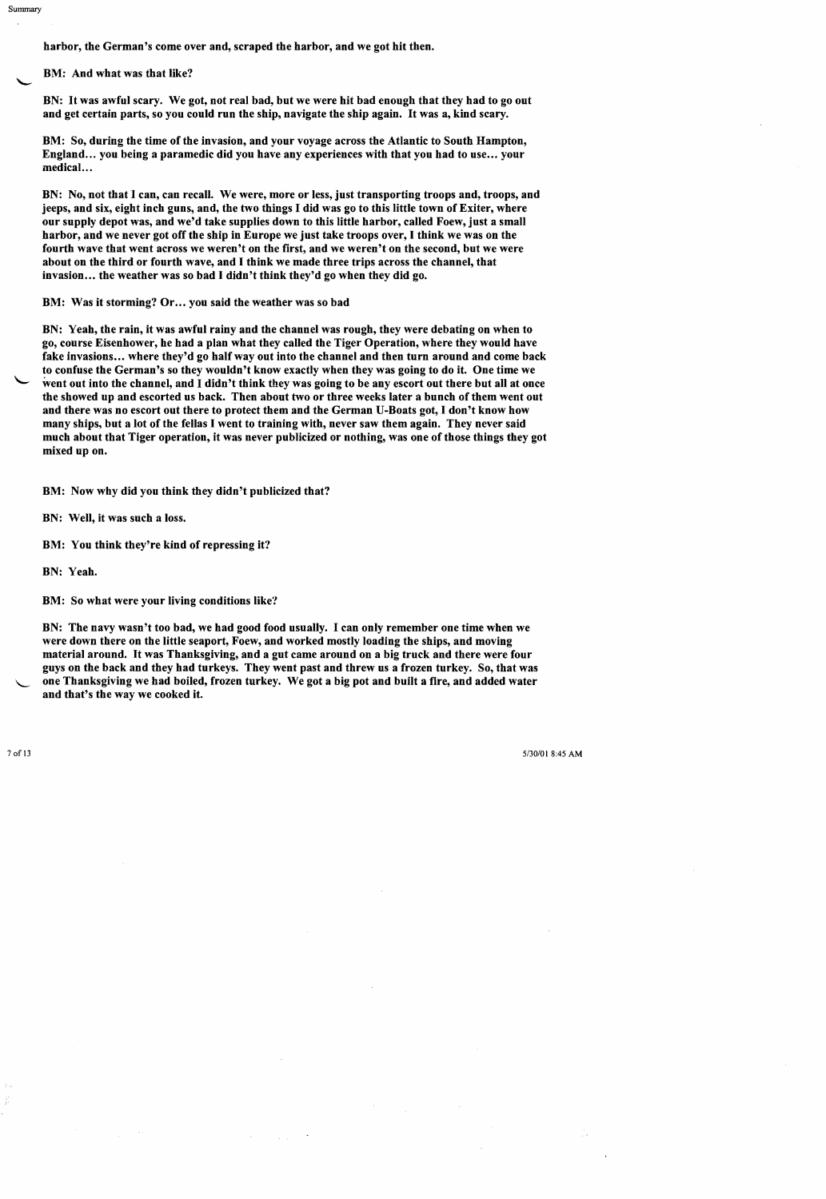**harbor, the German's come over and, scraped the harbor, and we got hit then.**

**BM: And what was that like?**

**BN: It was awful scary. We got, not real bad, but we were hit bad enough that they had to go out and get certain parts, so you could run the ship, navigate the ship again. It was a, kind scary.**

**BM: So, during the time of the invasion, and your voyage across the Atlantic to South Hampton, England… you being a paramedic did you have any experiences with that you had to use… your medical…**

**BN: No, not that I can, can recall. We were, more or less, just transporting troops and, troops, and jeeps, and six, eight inch guns, and, the two things I did was go to this little town of Exiter, where our supply depot was, and we'd take supplies down to this little harbor, called Foew, just a small harbor, and we never got off the ship in Europe we just take troops over, I think we was on the fourth wave that went across we weren't on the first, and we weren't on the second, but we were about on the third or fourth wave, and I think we made three trips across the channel, that invasion… the weather was so bad I didn't think they'd go when they did go.**

**BM: Was it storming? Or… you said the weather was so bad**

**BN: Yeah, the rain, it was awful rainy and the channel was rough, they were debating on when to go, course Eisenhower, he had a plan what they called the Tiger Operation, where they would have fake invasions… where they'd go half way out into the channel and then turn around and come back to confuse the German's so they wouldn't know exactly when they was going to do it. One time we went out into the channel, and I didn't think they was going to be any escort out there but all at once the showed up and escorted us back. Then about two or three weeks later a bunch of them went out and there was no escort out there to protect them and the German U-Boats got, I don't know how many ships, but a lot of the fellas I went to training with, never saw them again. They never said much about that Tiger operation, it was never publicized or nothing, was one of those things they got mixed up on.**

**BM: Now why did you think they didn't publicized that?**

**BN: Well, it was such a loss.**

**BM: You think they're kind of repressing it?**

**BN: Yeah.**

**BM: So what were your living conditions like?**

**BN: The navy wasn't too bad, we had good food usually. I can only remember one time when we were down there on the little seaport, Foew, and worked mostly loading the ships, and moving material around. It was Thanksgiving, and a gut came around on a big truck and there were four guys on the back and they had turkeys. They went past and threw us a frozen turkey. So, that was one Thanksgiving we had boiled, frozen turkey. We got a big pot and built a fire, and added water and that's the way we cooked it.**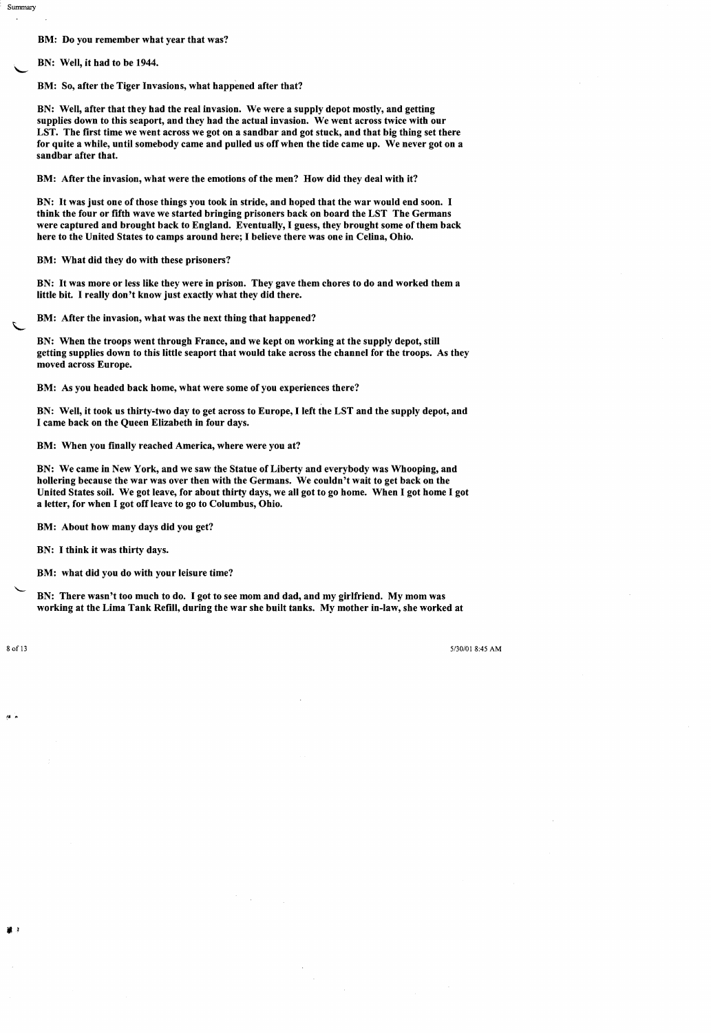**BM: Do you remember what year that was?**

**BN: Well, it had to be 1944.**

**BM: So, after the Tiger Invasions, what happened after that?**

**BN: Well, after that they had the real invasion. We were a supply depot mostly, and getting supplies down to this seaport, and they had the actual invasion. We went across twice with our LST. The first time we went across we got on a sandbar and got stuck, and that big thing set there for quite a while, until somebody came and pulled us off when the tide came up. We never got on a sandbar after that.**

**BM: After the invasion, what were the emotions of the men? How did they deal with it?**

**BN: It was just one of those things you took in stride, and hoped that the war would end soon. I think the four or fifth wave we started bringing prisoners back on board the LST The Germans were captured and brought back to England. Eventually, I guess, they brought some of them back here to the United States to camps around here; I believe there was one in Celina, Ohio.**

**BM: What did they do with these prisoners?**

**BN: It was more or less like they were in prison. They gave them chores to do and worked them a little bit. I really don't know just exactly what they did there.**

**BM: After the invasion, what was the next thing that happened?**

**BN: When the troops went through France, and we kept on working at the supply depot, still getting supplies down to this little seaport that would take across the channel for the troops. As they moved across Europe.**

**BM: As you headed back home, what were some of you experiences there?**

**BN: Well, it took us thirty-two day to get across to Europe, I left the LST and the supply depot, and I came back on the Queen Elizabeth in four days.**

**BM: When you finally reached America, where were you at?**

**BN: We came in New York, and we saw the Statue of Liberty and everybody was Whooping, and hollering because the war was over then with the Germans. We couldn't wait to get back on the United States soil. We got leave, for about thirty days, we all got to go home. When I got home I got a letter, for when I got off leave to go to Columbus, Ohio.**

**BM: About how many days did you get?**

**BN: I think it was thirty days.**

**BM: what did you do with your leisure time?**

**BN: There wasn't too much to do. I got to see mom and dad, and my girlfriend. My mom was working at the Lima Tank Refill, during the war she built tanks. My mother in-law, she worked at**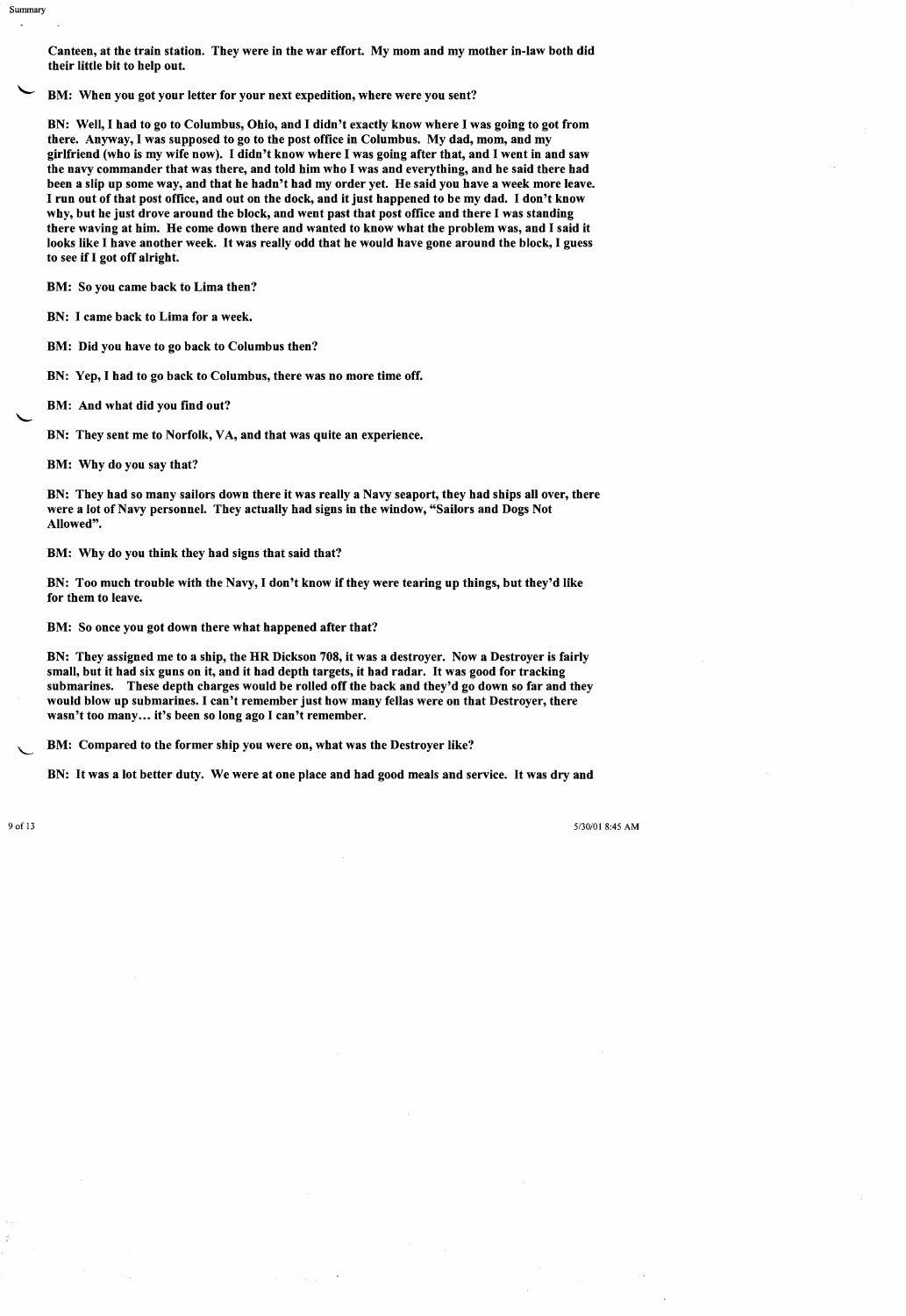Canteen, at the train station. They were in the war effort. My mom and my mother in-law both did their little bit to help out.

BM: When you got your letter for your next expedition, where were you sent?

BN: Well, I had to go to Columbus, Ohio, and I didn't exactly know where I was going to got from there. Anyway, I was supposed to go to the post office in Columbus. My dad, mom, and my girlfriend (who is my wife now). I didn't know where I was going after that, and I went in and saw the navy commander that was there, and told him who I was and everything, and he said there had been a slip up some way, and that he hadn't had my order yet. He said you have a week more leave. I run out of that post office, and out on the dock, and it just happened to be my dad. I don't know why, but he just drove around the block, and went past that post office and there I was standing there waving at him. He come down there and wanted to know what the problem was, and I said it looks like I have another week. It was really odd that he would have gone around the block, I guess to see if I got off alright.

BM: So you came back to Lima then?

BN: I came back to Lima for a week.

BM: Did you have to go back to Columbus then?

BN: Yep, I had to go back to Columbus, there was no more time off.

BM: And what did you find out?

BN: They sent me to Norfolk, VA, and that was quite an experience.

BM: Why do you say that?

BN: They had so many sailors down there it was really a Navy seaport, they had ships all over, there were a lot of Navy personnel. They actually had signs in the window, "Sailors and Dogs Not Allowed".

BM: Why do you think they had signs that said that?

BN: Too much trouble with the Navy, I don't know if they were tearing up things, but they'd like for them to leave.

BM: So once you got down there what happened after that?

BN: They assigned me to a ship, the HR Dickson 708, it was a destroyer. Now a Destroyer is fairly small, but it had six guns on it, and it had depth targets, it had radar. It was good for tracking submarines. These depth charges would be rolled off the back and they'd go down so far and they would blow up submarines. I can't remember just how many fellas were on that Destroyer, there wasn't too many… it's been so long ago I can't remember.

BM: Compared to the former ship you were on, what was the Destroyer like?

BN: It was a lot better duty. We were at one place and had good meals and service. It was dry and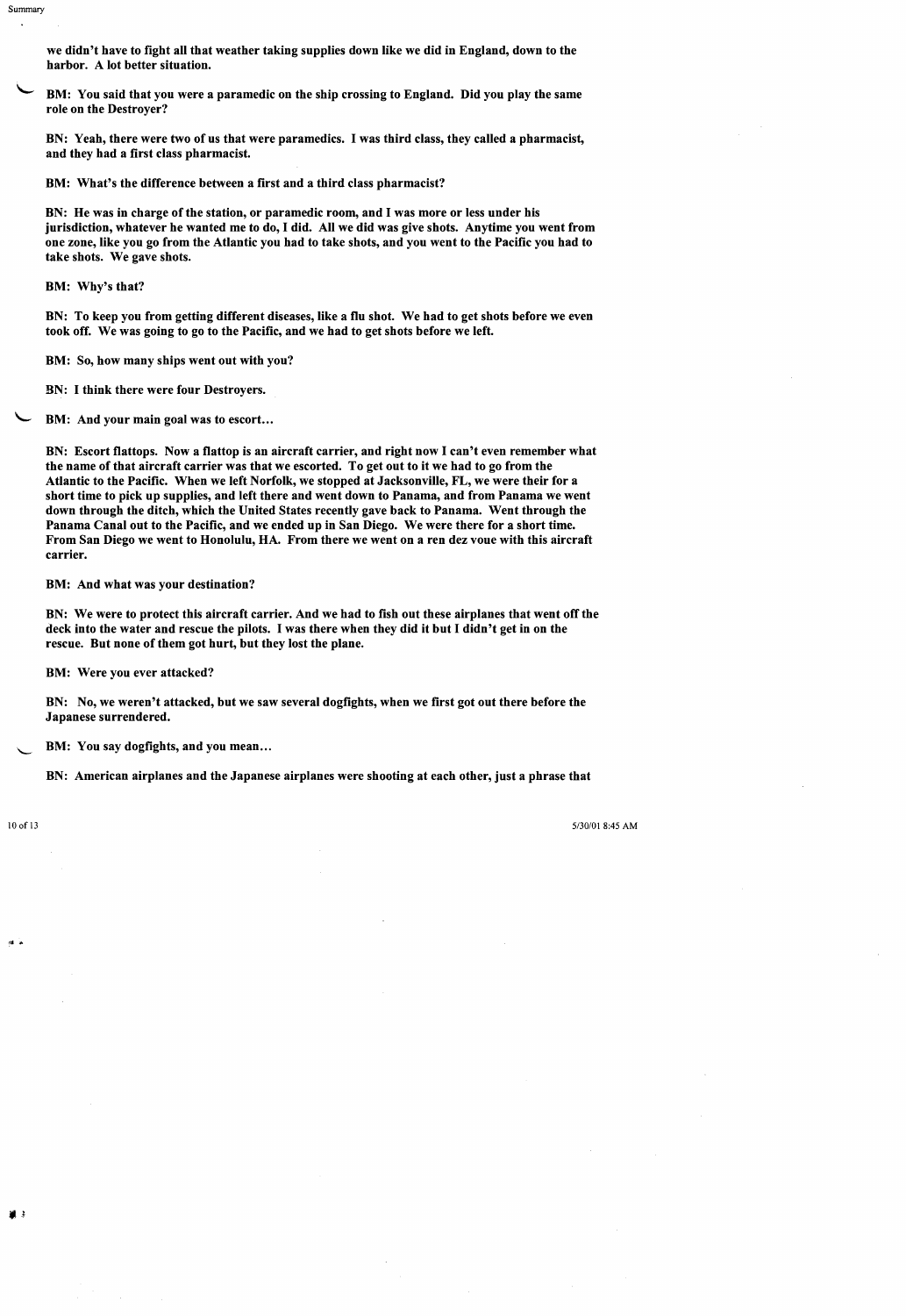**we didn't have to fight all that weather taking supplies down like we did in England, down to the harbor. A lot better situation.**

**BM: You said that you were a paramedic on the ship crossing to England. Did you play the same role on the Destroyer?**

**BN: Yeah, there were two of us that were paramedics. I was third class, they called a pharmacist, and they had a first class pharmacist.**

**BM: What's the difference between a first and a third class pharmacist?**

**BN: He was in charge of the station, or paramedic room, and I was more or less under his jurisdiction, whatever he wanted me to do, I did. All we did was give shots. Anytime you went from one zone, like you go from the Atlantic you had to take shots, and you went to the Pacific you had to take shots. We gave shots.**

**BM: Why's that?**

**BN: To keep you from getting different diseases, like a flu shot. We had to get shots before we even took off. We was going to go to the Pacific, and we had to get shots before we left.**

**BM: So, how many ships went out with you?**

**BN: I think there were four Destroyers.**

**BM: And your main goal was to escort…**

**BN: Escort flattops. Now a flattop is an aircraft carrier, and right now I can't even remember what the name of that aircraft carrier was that we escorted. To get out to it we had to go from the Atlantic to the Pacific. When we left Norfolk, we stopped at Jacksonville, FL, we were their for a short time to pick up supplies, and left there and went down to Panama, and from Panama we went down through the ditch, which the United States recently gave back to Panama. Went through the Panama Canal out to the Pacific, and we ended up in San Diego. We were there for a short time. From San Diego we went to Honolulu, HA. From there we went on a ren dez voue with this aircraft carrier.**

**BM: And what was your destination?**

**BN: We were to protect this aircraft carrier. And we had to fish out these airplanes that went off the deck into the water and rescue the pilots. I was there when they did it but I didn't get in on the rescue. But none of them got hurt, but they lost the plane.**

**BM: Were you ever attacked?**

**BN: No, we weren't attacked, but we saw several dogfights, when we first got out there before the Japanese surrendered.**

**BM: You say dogfights, and you mean…**

**BN: American airplanes and the Japanese airplanes were shooting at each other, just a phrase that**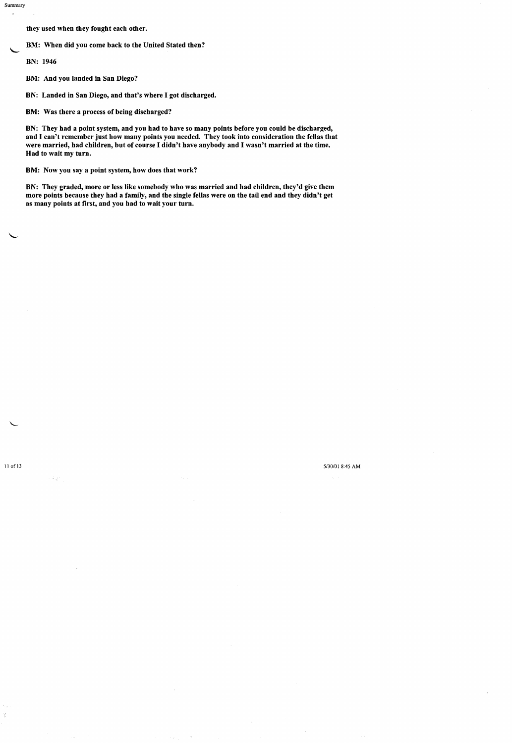**they used when they fought each other.**

**BM: When did you come back to the United Stated then?**

**BN: 1946**

**BM: And you landed in San Diego?**

**BN: Landed in San Diego, and that's where I got discharged.**

**BM: Was there a process of being discharged?**

**BN: They had a point system, and you had to have so many points before you could be discharged, and I can't remember just how many points you needed. They took into consideration the fellas that were married, had children, but of course I didn't have anybody and I wasn't married at the time. Had to wait my turn.**

**BM: Now you say a point system, how does that work?**

**BN: They graded, more or less like somebody who was married and had children, they'd give them more points because they had a family, and the single fellas were on the tail end and they didn't get as many points at first, and you had to wait your turn.**